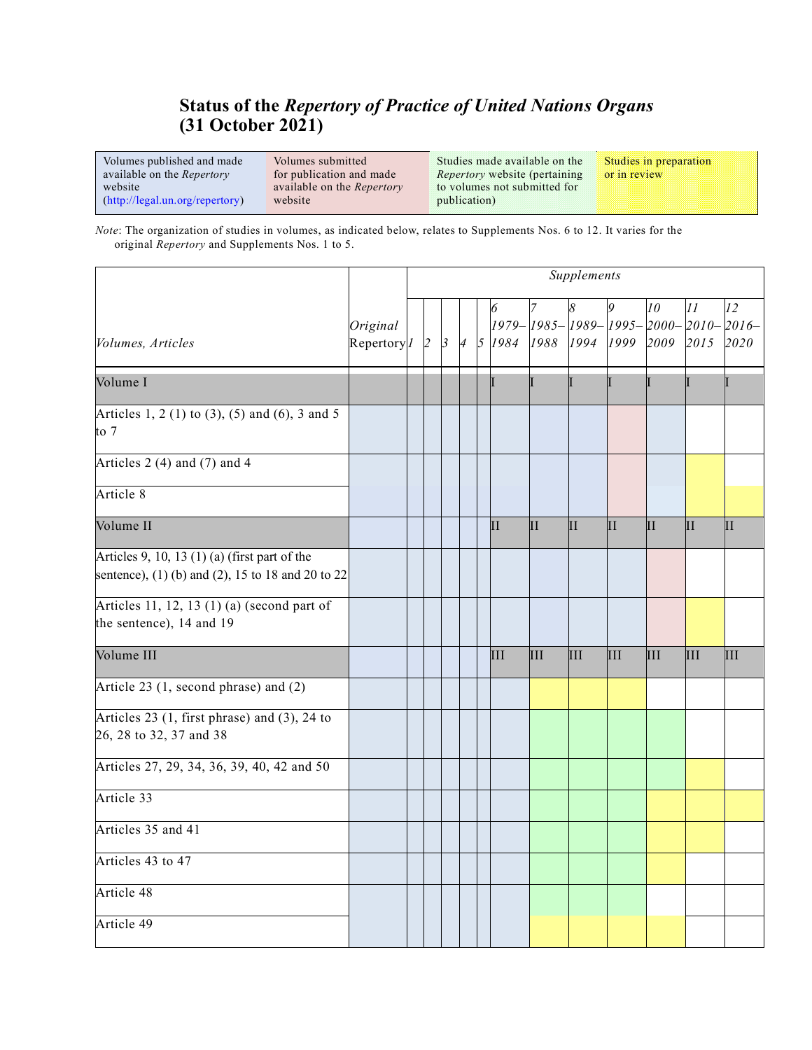# Status of the *Repertory of Practice of United Nations Organs* (31 October 2021)

| Volumes published and made available on the *Repertory* website (http://legal.un.org/repertory) | Volumes submitted for publication and made available on the *Repertory* website | Studies made available on the *Repertory* website (pertaining to volumes not submitted for publication) | Studies in preparation or in review |
|---|---|---|---|

*Note*: The organization of studies in volumes, as indicated below, relates to Supplements Nos. 6 to 12. It varies for the original *Repertory* and Supplements Nos. 1 to 5.

| *Volumes, Articles* | Original Repertory | *Supplements* | | | | | | | | | | | |
|---|---|---|---|---|---|---|---|---|---|---|---|---|---|
| | | *1* | *2* | *3* | *4* | *5* | *6* 1979–1984 | *7* 1985–1988 | *8* 1989–1994 | *9* 1995–1999 | *10* 2000–2009 | *11* 2010–2015 | *12* 2016–2020 |
| Volume I | | | | | | | I | I | I | I | I | I | I |
| Articles 1, 2 (1) to (3), (5) and (6), 3 and 5 to 7 | | | | | | | | | | | | | |
| Articles 2 (4) and (7) and 4 | | | | | | | | | | | | | |
| Article 8 | | | | | | | | | | | | | |
| Volume II | | | | | | | II | II | II | II | II | II | II |
| Articles 9, 10, 13 (1) (a) (first part of the sentence), (1) (b) and (2), 15 to 18 and 20 to 22 | | | | | | | | | | | | | |
| Articles 11, 12, 13 (1) (a) (second part of the sentence), 14 and 19 | | | | | | | | | | | | | |
| Volume III | | | | | | | III | III | III | III | III | III | III |
| Article 23 (1, second phrase) and (2) | | | | | | | | | | | | | |
| Articles 23 (1, first phrase) and (3), 24 to 26, 28 to 32, 37 and 38 | | | | | | | | | | | | | |
| Articles 27, 29, 34, 36, 39, 40, 42 and 50 | | | | | | | | | | | | | |
| Article 33 | | | | | | | | | | | | | |
| Articles 35 and 41 | | | | | | | | | | | | | |
| Articles 43 to 47 | | | | | | | | | | | | | |
| Article 48 | | | | | | | | | | | | | |
| Article 49 | | | | | | | | | | | | | |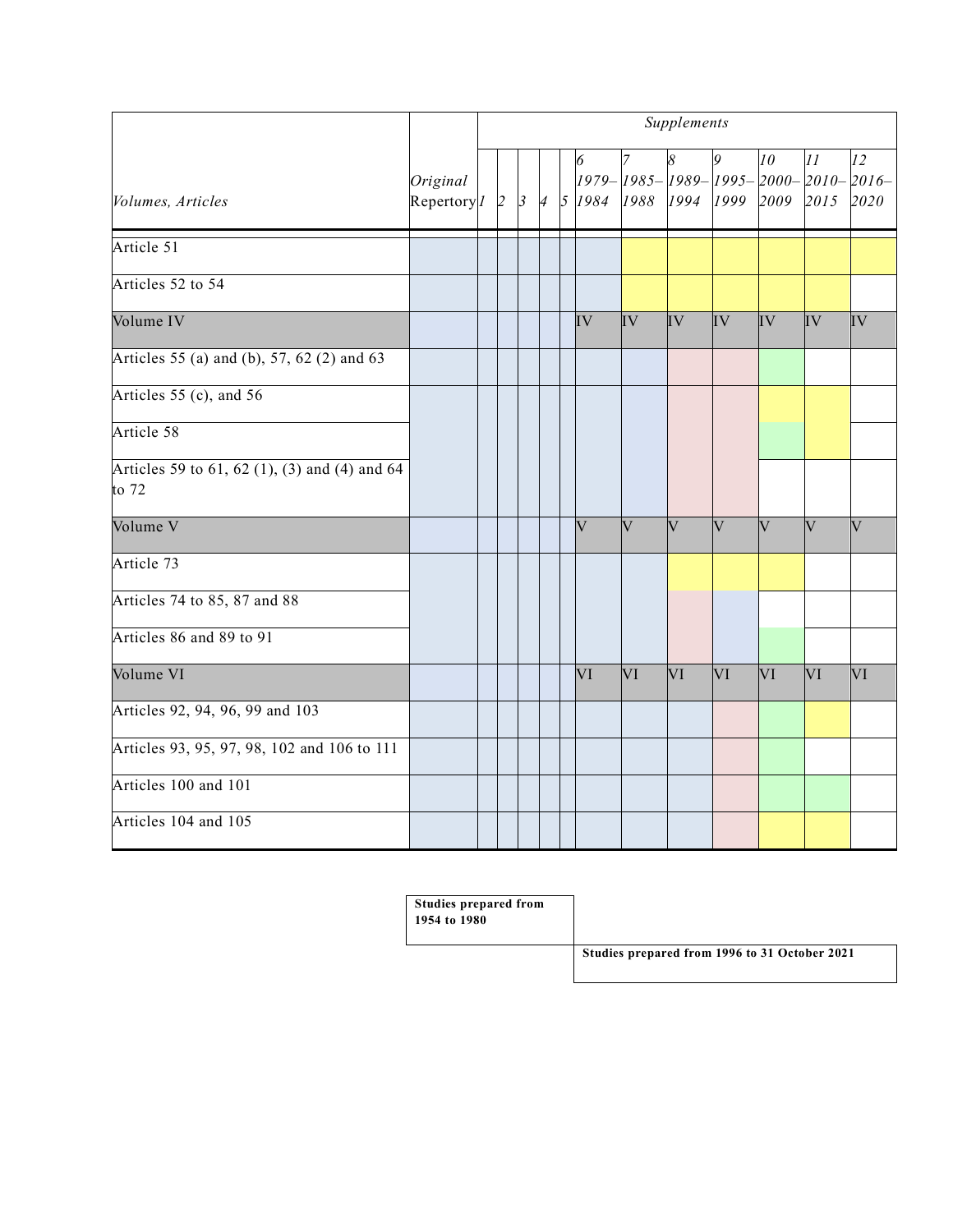| Volumes, Articles | Original Repertory | Supplements 1 | 2 | 3 | 4 | 5 | 6 1979–1984 | 7 1985–1988 | 8 1989–1994 | 9 1995–1999 | 10 2000–2009 | 11 2010–2015 | 12 2016–2020 |
|---|---|---|---|---|---|---|---|---|---|---|---|---|---|
| Article 51 | | | | | | | | | | | | | |
| Articles 52 to 54 | | | | | | | | | | | | | |
| Volume IV | | | | | | | IV | IV | IV | IV | IV | IV | IV |
| Articles 55 (a) and (b), 57, 62 (2) and 63 | | | | | | | | | | | | | |
| Articles 55 (c), and 56 | | | | | | | | | | | | | |
| Article 58 | | | | | | | | | | | | | |
| Articles 59 to 61, 62 (1), (3) and (4) and 64 to 72 | | | | | | | | | | | | | |
| Volume V | | | | | | | V | V | V | V | V | V | V |
| Article 73 | | | | | | | | | | | | | |
| Articles 74 to 85, 87 and 88 | | | | | | | | | | | | | |
| Articles 86 and 89 to 91 | | | | | | | | | | | | | |
| Volume VI | | | | | | | VI | VI | VI | VI | VI | VI | VI |
| Articles 92, 94, 96, 99 and 103 | | | | | | | | | | | | | |
| Articles 93, 95, 97, 98, 102 and 106 to 111 | | | | | | | | | | | | | |
| Articles 100 and 101 | | | | | | | | | | | | | |
| Articles 104 and 105 | | | | | | | | | | | | | |

**Studies prepared from 1954 to 1980**

**Studies prepared from 1996 to 31 October 2021**